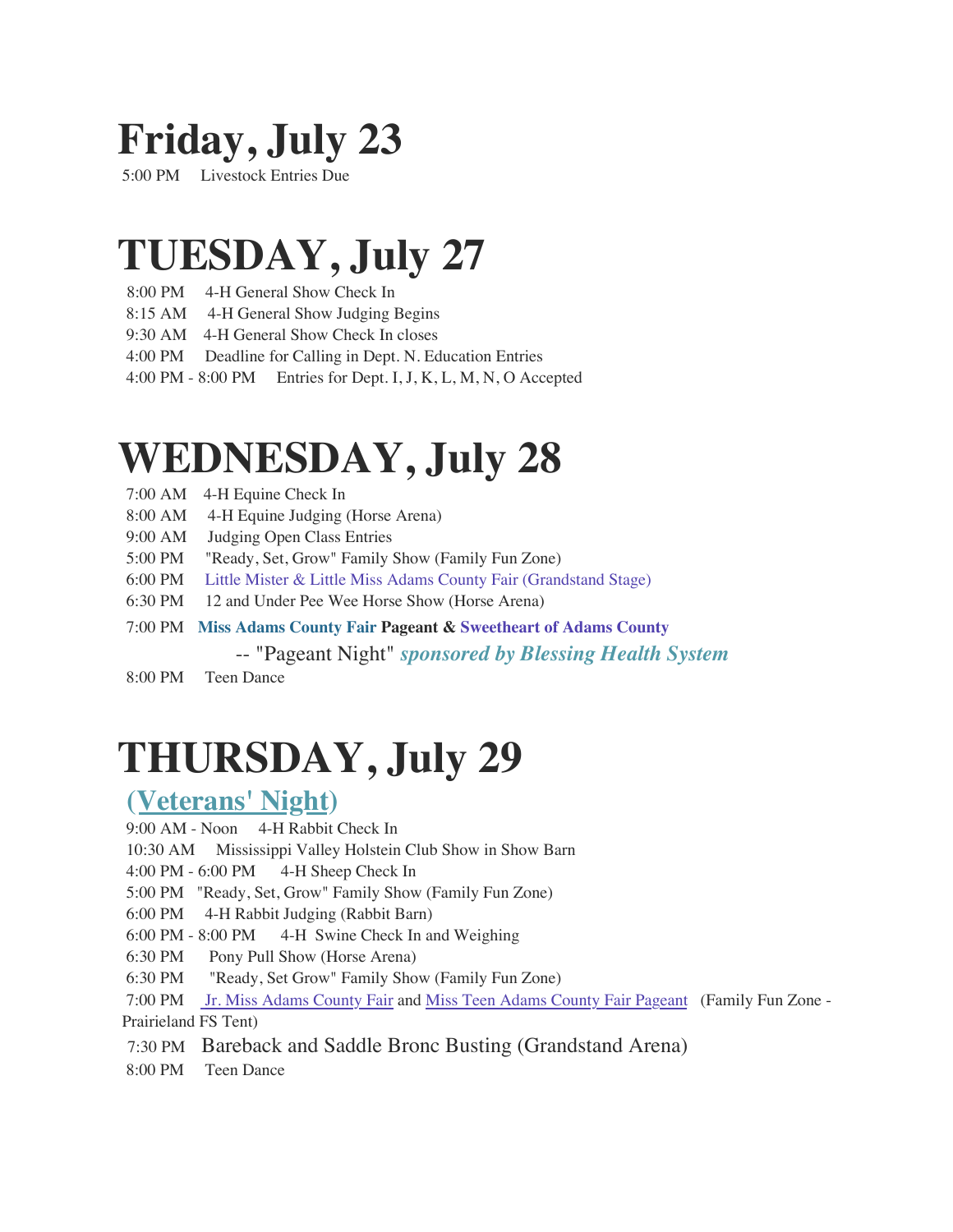# Friday, July 23

5:00 PM Livestock Entries Due

# TUESDAY, July 27

8:00 PM 4-H General Show Check In
8:15 AM 4-H General Show Judging Begins
9:30 AM 4-H General Show Check In closes
4:00 PM Deadline for Calling in Dept. N. Education Entries
4:00 PM - 8:00 PM Entries for Dept. I, J, K, L, M, N, O Accepted

# WEDNESDAY, July 28

7:00 AM 4-H Equine Check In
8:00 AM 4-H Equine Judging (Horse Arena)
9:00 AM Judging Open Class Entries
5:00 PM "Ready, Set, Grow" Family Show (Family Fun Zone)
6:00 PM Little Mister & Little Miss Adams County Fair (Grandstand Stage)
6:30 PM 12 and Under Pee Wee Horse Show (Horse Arena)
7:00 PM **Miss Adams County Fair Pageant & Sweetheart of Adams County**
-- "Pageant Night" ***sponsored by Blessing Health System***
8:00 PM Teen Dance

# THURSDAY, July 29

## (Veterans' Night)

9:00 AM - Noon 4-H Rabbit Check In
10:30 AM Mississippi Valley Holstein Club Show in Show Barn
4:00 PM - 6:00 PM 4-H Sheep Check In
5:00 PM "Ready, Set, Grow" Family Show (Family Fun Zone)
6:00 PM 4-H Rabbit Judging (Rabbit Barn)
6:00 PM - 8:00 PM 4-H Swine Check In and Weighing
6:30 PM Pony Pull Show (Horse Arena)
6:30 PM "Ready, Set Grow" Family Show (Family Fun Zone)
7:00 PM Jr. Miss Adams County Fair and Miss Teen Adams County Fair Pageant (Family Fun Zone - Prairieland FS Tent)
7:30 PM Bareback and Saddle Bronc Busting (Grandstand Arena)
8:00 PM Teen Dance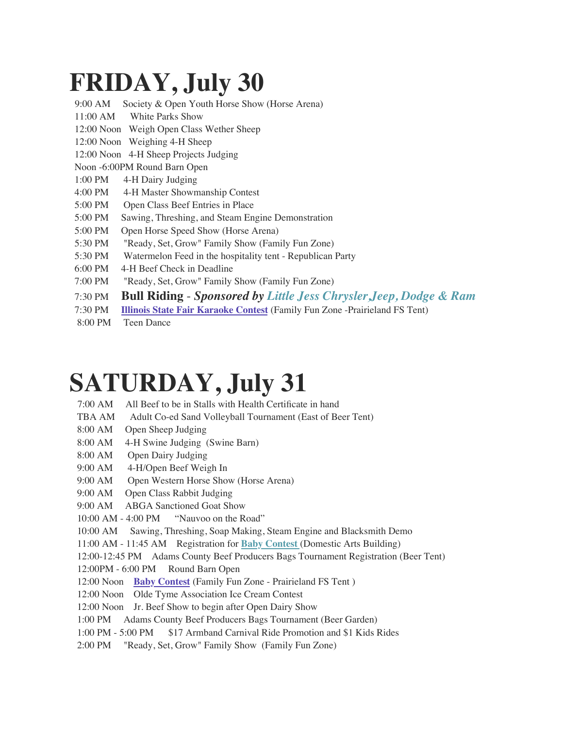# FRIDAY, July 30

9:00 AM Society & Open Youth Horse Show (Horse Arena)
11:00 AM White Parks Show
12:00 Noon Weigh Open Class Wether Sheep
12:00 Noon Weighing 4-H Sheep
12:00 Noon 4-H Sheep Projects Judging
Noon -6:00PM Round Barn Open
1:00 PM 4-H Dairy Judging
4:00 PM 4-H Master Showmanship Contest
5:00 PM Open Class Beef Entries in Place
5:00 PM Sawing, Threshing, and Steam Engine Demonstration
5:00 PM Open Horse Speed Show (Horse Arena)
5:30 PM "Ready, Set, Grow" Family Show (Family Fun Zone)
5:30 PM Watermelon Feed in the hospitality tent - Republican Party
6:00 PM 4-H Beef Check in Deadline
7:00 PM "Ready, Set, Grow" Family Show (Family Fun Zone)
7:30 PM **Bull Riding** - ***Sponsored by Little Jess Chrysler,Jeep, Dodge & Ram***
7:30 PM **Illinois State Fair Karaoke Contest** (Family Fun Zone -Prairieland FS Tent)
8:00 PM Teen Dance

# SATURDAY, July 31

7:00 AM All Beef to be in Stalls with Health Certificate in hand
TBA AM Adult Co-ed Sand Volleyball Tournament (East of Beer Tent)
8:00 AM Open Sheep Judging
8:00 AM 4-H Swine Judging (Swine Barn)
8:00 AM Open Dairy Judging
9:00 AM 4-H/Open Beef Weigh In
9:00 AM Open Western Horse Show (Horse Arena)
9:00 AM Open Class Rabbit Judging
9:00 AM ABGA Sanctioned Goat Show
10:00 AM - 4:00 PM "Nauvoo on the Road"
10:00 AM Sawing, Threshing, Soap Making, Steam Engine and Blacksmith Demo
11:00 AM - 11:45 AM Registration for **Baby Contest** (Domestic Arts Building)
12:00-12:45 PM Adams County Beef Producers Bags Tournament Registration (Beer Tent)
12:00PM - 6:00 PM Round Barn Open
12:00 Noon **Baby Contest** (Family Fun Zone - Prairieland FS Tent )
12:00 Noon Olde Tyme Association Ice Cream Contest
12:00 Noon Jr. Beef Show to begin after Open Dairy Show
1:00 PM Adams County Beef Producers Bags Tournament (Beer Garden)
1:00 PM - 5:00 PM $17 Armband Carnival Ride Promotion and $1 Kids Rides
2:00 PM "Ready, Set, Grow" Family Show (Family Fun Zone)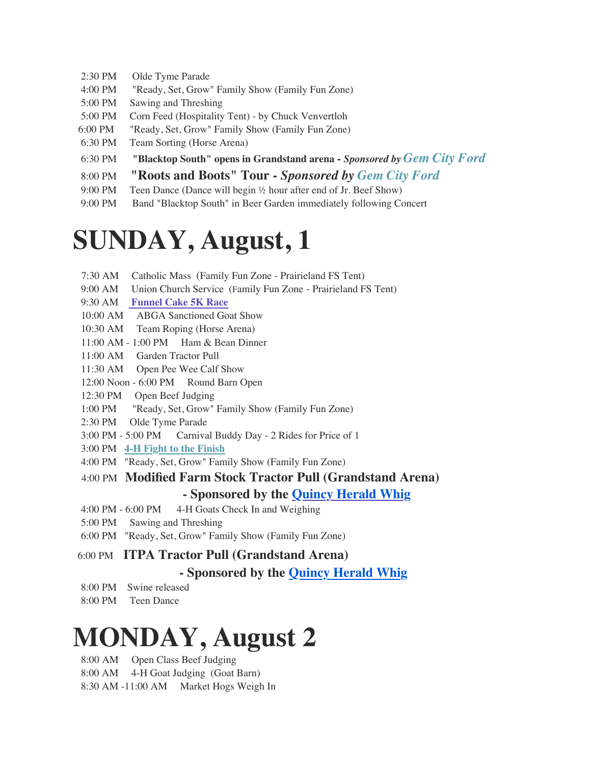2:30 PM Olde Tyme Parade
4:00 PM "Ready, Set, Grow" Family Show (Family Fun Zone)
5:00 PM Sawing and Threshing
5:00 PM Corn Feed (Hospitality Tent) - by Chuck Venvertloh
6:00 PM "Ready, Set, Grow" Family Show (Family Fun Zone)
6:30 PM Team Sorting (Horse Arena)
6:30 PM **"Blacktop South" opens in Grandstand arena -** ***Sponsored by Gem City Ford***
8:00 PM **"Roots and Boots" Tour -** ***Sponsored by Gem City Ford***
9:00 PM Teen Dance (Dance will begin ½ hour after end of Jr. Beef Show)
9:00 PM Band "Blacktop South" in Beer Garden immediately following Concert

# SUNDAY, August, 1

7:30 AM Catholic Mass (Family Fun Zone - Prairieland FS Tent)
9:00 AM Union Church Service (Family Fun Zone - Prairieland FS Tent)
9:30 AM **Funnel Cake 5K Race**
10:00 AM ABGA Sanctioned Goat Show
10:30 AM Team Roping (Horse Arena)
11:00 AM - 1:00 PM Ham & Bean Dinner
11:00 AM Garden Tractor Pull
11:30 AM Open Pee Wee Calf Show
12:00 Noon - 6:00 PM Round Barn Open
12:30 PM Open Beef Judging
1:00 PM "Ready, Set, Grow" Family Show (Family Fun Zone)
2:30 PM Olde Tyme Parade
3:00 PM - 5:00 PM Carnival Buddy Day - 2 Rides for Price of 1
3:00 PM **4-H Fight to the Finish**
4:00 PM "Ready, Set, Grow" Family Show (Family Fun Zone)
4:00 PM **Modified Farm Stock Tractor Pull (Grandstand Arena) - Sponsored by the Quincy Herald Whig**
4:00 PM - 6:00 PM 4-H Goats Check In and Weighing
5:00 PM Sawing and Threshing
6:00 PM "Ready, Set, Grow" Family Show (Family Fun Zone)
6:00 PM **ITPA Tractor Pull (Grandstand Arena) - Sponsored by the Quincy Herald Whig**
8:00 PM Swine released
8:00 PM Teen Dance

# MONDAY, August 2

8:00 AM Open Class Beef Judging
8:00 AM 4-H Goat Judging (Goat Barn)
8:30 AM -11:00 AM Market Hogs Weigh In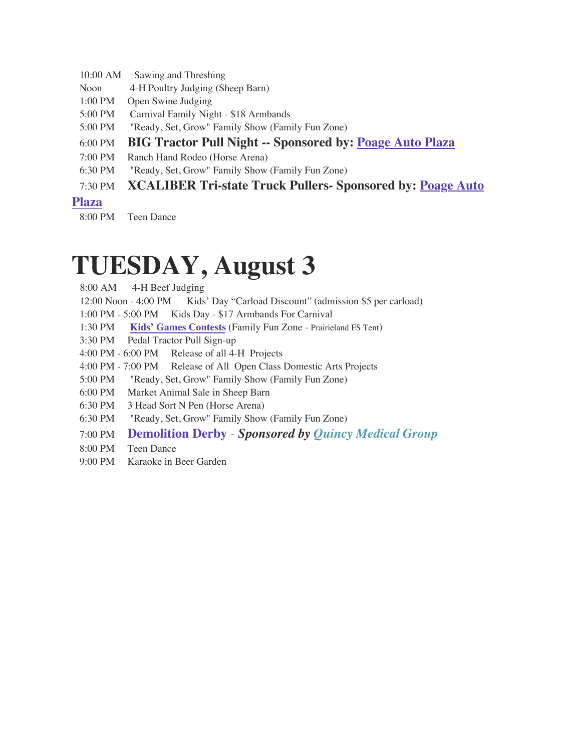10:00 AM Sawing and Threshing

Noon 4-H Poultry Judging (Sheep Barn)

1:00 PM Open Swine Judging

5:00 PM Carnival Family Night - $18 Armbands

5:00 PM "Ready, Set, Grow" Family Show (Family Fun Zone)

6:00 PM **BIG Tractor Pull Night -- Sponsored by: Poage Auto Plaza**

7:00 PM Ranch Hand Rodeo (Horse Arena)

6:30 PM "Ready, Set, Grow" Family Show (Family Fun Zone)

7:30 PM **XCALIBER Tri-state Truck Pullers- Sponsored by: Poage Auto Plaza**

8:00 PM Teen Dance

# TUESDAY, August 3

8:00 AM 4-H Beef Judging

12:00 Noon - 4:00 PM Kids' Day "Carload Discount" (admission $5 per carload)

1:00 PM - 5:00 PM Kids Day - $17 Armbands For Carnival

1:30 PM **Kids' Games Contests** (Family Fun Zone - Prairieland FS Tent)

3:30 PM Pedal Tractor Pull Sign-up

4:00 PM - 6:00 PM Release of all 4-H Projects

4:00 PM - 7:00 PM Release of All Open Class Domestic Arts Projects

5:00 PM "Ready, Set, Grow" Family Show (Family Fun Zone)

6:00 PM Market Animal Sale in Sheep Barn

6:30 PM 3 Head Sort N Pen (Horse Arena)

6:30 PM "Ready, Set, Grow" Family Show (Family Fun Zone)

7:00 PM **Demolition Derby** - ***Sponsored by Quincy Medical Group***

8:00 PM Teen Dance

9:00 PM Karaoke in Beer Garden